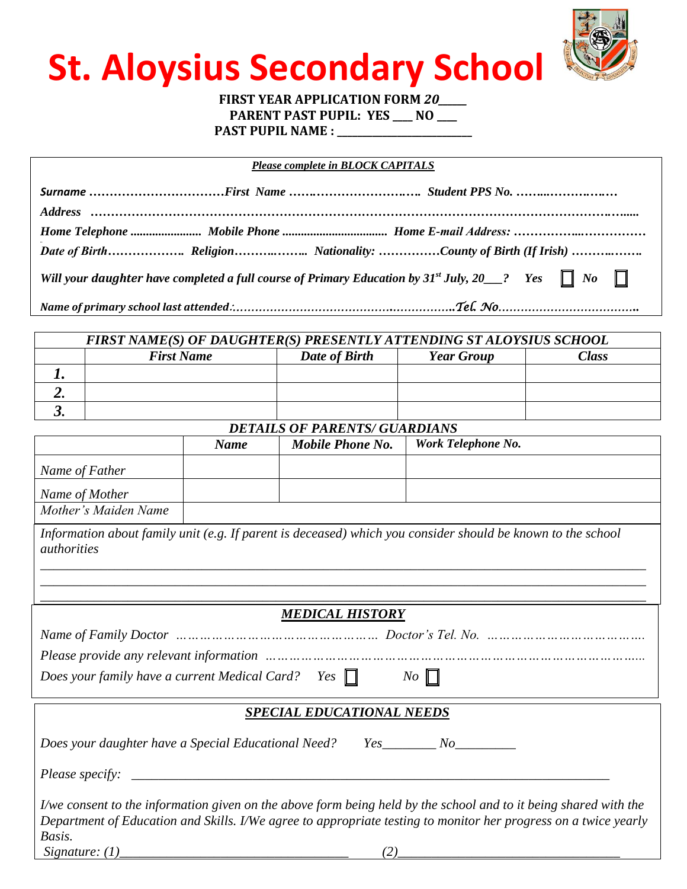# St. Aloysius Secondary School

**FIRST YEAR APPLICATION FORM *20*\_\_\_\_\_**
**PARENT PAST PUPIL: YES \_\_\_ NO \_\_\_**
**PAST PUPIL NAME : \_\_\_\_\_\_\_\_\_\_\_\_\_\_\_\_\_\_\_\_\_\_\_\_**

***Please complete in BLOCK CAPITALS***

*Surname* ……………………………*First Name* ………………………….. *Student PPS No.* ……..……….….…

*Address* …………………………………………………………………………………………………………......

*Home Telephone* ........................ *Mobile Phone* .................................. *Home E-mail Address:* ……………..……………

*Date of Birth*………………. *Religion*……….…….. *Nationality:* ……………*County of Birth (If Irish)* ……….…….

*Will your daughter have completed a full course of Primary Education by 31st July, 20\_\_\_?* *Yes* ☐ *No* ☐

*Name of primary school last attended*:…………………………………….…………….*Tel. No*……………………………….

| *FIRST NAME(S) OF DAUGHTER(S) PRESENTLY ATTENDING ST ALOYSIUS SCHOOL* | | | | |
|---|---|---|---|---|
| | *First Name* | *Date of Birth* | *Year Group* | *Class* |
| *1.* | | | | |
| *2.* | | | | |
| *3.* | | | | |

***DETAILS OF PARENTS/ GUARDIANS***

| | *Name* | *Mobile Phone No.* | *Work Telephone No.* |
|---|---|---|---|
| *Name of Father* | | | |
| *Name of Mother* | | | |
| *Mother's Maiden Name* | | | |

*Information about family unit (e.g. If parent is deceased) which you consider should be known to the school authorities*

\_\_\_\_\_\_\_\_\_\_\_\_\_\_\_\_\_\_\_\_\_\_\_\_\_\_\_\_\_\_\_\_\_\_\_\_\_\_\_\_\_\_\_\_\_\_\_\_\_\_\_\_\_\_\_\_\_\_\_\_\_\_\_\_\_\_\_\_\_\_\_\_\_\_\_\_\_\_

\_\_\_\_\_\_\_\_\_\_\_\_\_\_\_\_\_\_\_\_\_\_\_\_\_\_\_\_\_\_\_\_\_\_\_\_\_\_\_\_\_\_\_\_\_\_\_\_\_\_\_\_\_\_\_\_\_\_\_\_\_\_\_\_\_\_\_\_\_\_\_\_\_\_\_\_\_\_

\_\_\_\_\_\_\_\_\_\_\_\_\_\_\_\_\_\_\_\_\_\_\_\_\_\_\_\_\_\_\_\_\_\_\_\_\_\_\_\_\_\_\_\_\_\_\_\_\_\_\_\_\_\_\_\_\_\_\_\_\_\_\_\_\_\_\_\_\_\_\_\_\_\_\_\_\_\_

***MEDICAL HISTORY***

*Name of Family Doctor* …………………………………………… *Doctor's Tel. No.* ……………………………….

*Please provide any relevant information* ……………………………………………………………………………..

*Does your family have a current Medical Card?* *Yes* ☐ *No* ☐

***SPECIAL EDUCATIONAL NEEDS***

*Does your daughter have a Special Educational Need?* *Yes*\_\_\_\_\_\_\_\_ *No*\_\_\_\_\_\_\_\_\_

*Please specify:* \_\_\_\_\_\_\_\_\_\_\_\_\_\_\_\_\_\_\_\_\_\_\_\_\_\_\_\_\_\_\_\_\_\_\_\_\_\_\_\_\_\_\_\_\_\_\_\_\_\_\_\_\_\_\_\_\_\_\_\_\_\_\_\_\_\_\_\_\_\_\_

*I/we consent to the information given on the above form being held by the school and to it being shared with the Department of Education and Skills. I/We agree to appropriate testing to monitor her progress on a twice yearly Basis.*

*Signature: (1)*\_\_\_\_\_\_\_\_\_\_\_\_\_\_\_\_\_\_\_\_\_\_\_\_\_\_\_\_\_\_\_\_\_\_\_ *(2)*\_\_\_\_\_\_\_\_\_\_\_\_\_\_\_\_\_\_\_\_\_\_\_\_\_\_\_\_\_\_\_\_\_\_\_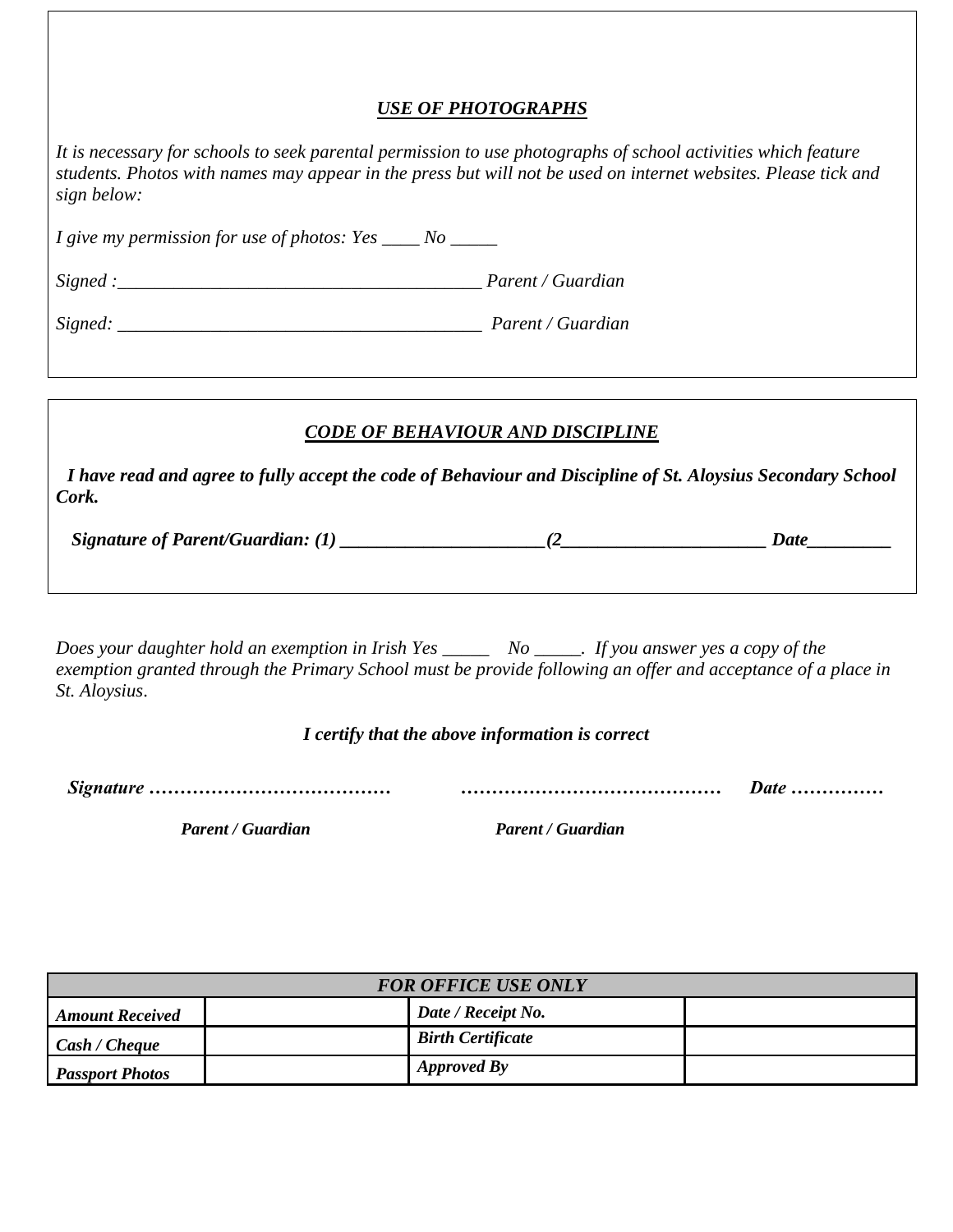## ***USE OF PHOTOGRAPHS***

*It is necessary for schools to seek parental permission to use photographs of school activities which feature students. Photos with names may appear in the press but will not be used on internet websites. Please tick and sign below:*

*I give my permission for use of photos: Yes ____ No _____*

*Signed :_______________________________________ Parent / Guardian*

*Signed: _______________________________________ Parent / Guardian*

## ***CODE OF BEHAVIOUR AND DISCIPLINE***

***I have read and agree to fully accept the code of Behaviour and Discipline of St. Aloysius Secondary School Cork.***

***Signature of Parent/Guardian: (1) ______________________(2______________________ Date_________***

*Does your daughter hold an exemption in Irish Yes _____ No _____. If you answer yes a copy of the exemption granted through the Primary School must be provide following an offer and acceptance of a place in St. Aloysius.*

***I certify that the above information is correct***

***Signature ………………………………… …………………………………… Date ……………***

***Parent / Guardian Parent / Guardian***

| ***FOR OFFICE USE ONLY*** | | | |
|---|---|---|---|
| ***Amount Received*** | | ***Date / Receipt No.*** | |
| ***Cash / Cheque*** | | ***Birth Certificate*** | |
| ***Passport Photos*** | | ***Approved By*** | |